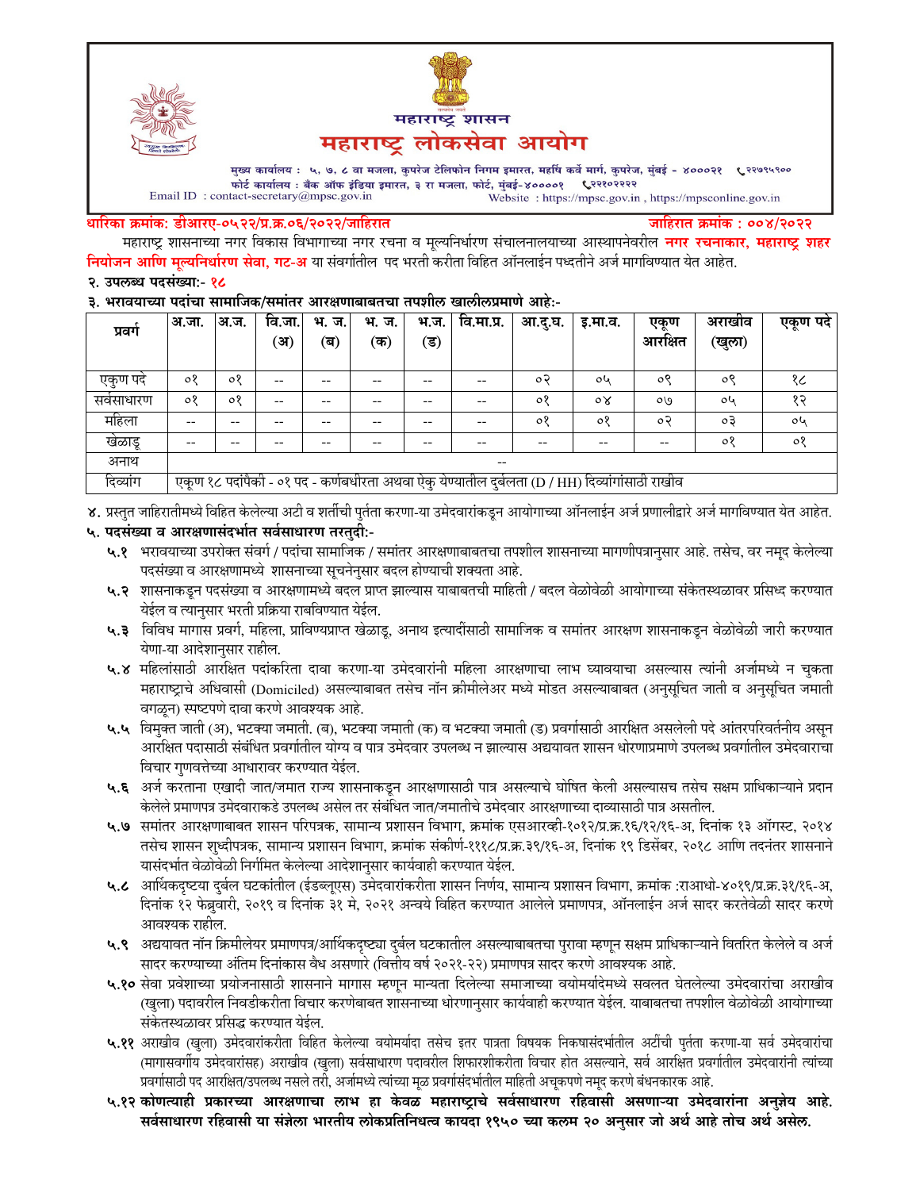# महाराष्ट्र शासन

# महाराष्ट्र लोकसेवा आयोग

मुख्य कार्यालय : ५, ७, ८ वा मजला, कुपरेज टेलिफोन निगम इमारत, महर्षि कर्वे मार्ग, कुपरेज, मुंबई - ४०००२१ ☎ २२७९५९००
फोर्ट कार्यालय : बँक ऑफ इंडिया इमारत, ३ रा मजला, फोर्ट, मुंबई-४००००१ ☎ २२१०२२२२
Email ID : contact-secretary@mpsc.gov.in Website : https://mpsc.gov.in , https://mpsconline.gov.in

**धारिका क्रमांक: डीआरए-०५२२/प्र.क्र.०६/२०२२/जाहिरात** **जाहिरात क्रमांक : ००४/२०२२**

महाराष्ट्र शासनाच्या नगर विकास विभागाच्या नगर रचना व मूल्यनिर्धारण संचालनालयाच्या आस्थापनेवरील **नगर रचनाकार, महाराष्ट्र शहर नियोजन आणि मूल्यनिर्धारण सेवा, गट-अ** या संवर्गातील पद भरती करीता विहित ऑनलाईन पध्दतीने अर्ज मागविण्यात येत आहेत.

**२. उपलब्ध पदसंख्या:- १८**

**३. भरावयाच्या पदांचा सामाजिक/समांतर आरक्षणाबाबतचा तपशील खालीलप्रमाणे आहे:-**

| प्रवर्ग | अ.जा. | अ.ज. | वि.जा. (अ) | भ. ज. (ब) | भ. ज. (क) | भ.ज. (ड) | वि.मा.प्र. | आ.दु.घ. | इ.मा.व. | एकूण आरक्षित | अराखीव (खुला) | एकूण पदे |
|---|---|---|---|---|---|---|---|---|---|---|---|---|
| एकुण पदे | ०१ | ०१ | -- | -- | -- | -- | -- | ०२ | ०५ | ०९ | ०९ | १८ |
| सर्वसाधारण | ०१ | ०१ | -- | -- | -- | -- | -- | ०१ | ०४ | ०७ | ०५ | १२ |
| महिला | -- | -- | -- | -- | -- | -- | -- | ०१ | ०१ | ०२ | ०३ | ०५ |
| खेळाडू | -- | -- | -- | -- | -- | -- | -- | -- | -- | -- | ०१ | ०१ |
| अनाथ | -- | | | | | | | | | | | |
| दिव्यांग | एकूण १८ पदांपैकी - ०१ पद - कर्णबधीरता अथवा ऐकु येण्यातील दुर्बलता (D / HH) दिव्यांगांसाठी राखीव | | | | | | | | | | | |

४. प्रस्तुत जाहिरातीमध्ये विहित केलेल्या अटी व शर्तीची पुर्तता करणा-या उमेदवारांकडून आयोगाच्या ऑनलाईन अर्ज प्रणालीद्वारे अर्ज मागविण्यात येत आहेत.

**५. पदसंख्या व आरक्षणासंदर्भात सर्वसाधारण तरतुदी:-**

**५.१** भरावयाच्या उपरोक्त संवर्ग / पदांचा सामाजिक / समांतर आरक्षणाबाबतचा तपशील शासनाच्या मागणीपत्रानुसार आहे. तसेच, वर नमूद केलेल्या पदसंख्या व आरक्षणामध्ये शासनाच्या सूचनेनुसार बदल होण्याची शक्यता आहे.

**५.२** शासनाकडून पदसंख्या व आरक्षणामध्ये बदल प्राप्त झाल्यास याबाबतची माहिती / बदल वेळोवेळी आयोगाच्या संकेतस्थळावर प्रसिध्द करण्यात येईल व त्यानुसार भरती प्रक्रिया राबविण्यात येईल.

**५.३** विविध मागास प्रवर्ग, महिला, प्राविण्यप्राप्त खेळाडू, अनाथ इत्यादींसाठी सामाजिक व समांतर आरक्षण शासनाकडून वेळोवेळी जारी करण्यात येणा-या आदेशानुसार राहील.

**५.४** महिलांसाठी आरक्षित पदांकरिता दावा करणा-या उमेदवारांनी महिला आरक्षणाचा लाभ घ्यावयाचा असल्यास त्यांनी अर्जामध्ये न चुकता महाराष्ट्राचे अधिवासी (Domiciled) असल्याबाबत तसेच नॉन क्रीमीलेअर मध्ये मोडत असल्याबाबत (अनुसूचित जाती व अनुसूचित जमाती वगळून) स्पष्टपणे दावा करणे आवश्यक आहे.

**५.५** विमुक्त जाती (अ), भटक्या जमाती. (ब), भटक्या जमाती (क) व भटक्या जमाती (ड) प्रवर्गासाठी आरक्षित असलेली पदे आंतरपरिवर्तनीय असून आरक्षित पदासाठी संबंधित प्रवर्गातील योग्य व पात्र उमेदवार उपलब्ध न झाल्यास अद्ययावत शासन धोरणाप्रमाणे उपलब्ध प्रवर्गातील उमेदवाराचा विचार गुणवत्तेच्या आधारावर करण्यात येईल.

**५.६** अर्ज करताना एखादी जात/जमात राज्य शासनाकडून आरक्षणासाठी पात्र असल्याचे घोषित केली असल्यासच तसेच सक्षम प्राधिकाऱ्याने प्रदान केलेले प्रमाणपत्र उमेदवाराकडे उपलब्ध असेल तर संबंधित जात/जमातीचे उमेदवार आरक्षणाच्या दाव्यासाठी पात्र असतील.

**५.७** समांतर आरक्षणाबाबत शासन परिपत्रक, सामान्य प्रशासन विभाग, क्रमांक एसआरव्ही-१०१२/प्र.क्र.१६/१२/१६-अ, दिनांक १३ ऑगस्ट, २०१४ तसेच शासन शुध्दीपत्रक, सामान्य प्रशासन विभाग, क्रमांक संकीर्ण-१११८/प्र.क्र.३९/१६-अ, दिनांक १९ डिसेंबर, २०१८ आणि तदनंतर शासनाने यासंदर्भात वेळोवेळी निर्गमित केलेल्या आदेशानुसार कार्यवाही करण्यात येईल.

**५.८** आर्थिकदृष्टया दुर्बल घटकांतील (ईडब्लूएस) उमेदवारांकरीता शासन निर्णय, सामान्य प्रशासन विभाग, क्रमांक :राआधो-४०१९/प्र.क्र.३१/१६-अ, दिनांक १२ फेब्रुवारी, २०१९ व दिनांक ३१ मे, २०२१ अन्वये विहित करण्यात आलेले प्रमाणपत्र, ऑनलाईन अर्ज सादर करतेवेळी सादर करणे आवश्यक राहील.

**५.९** अद्ययावत नॉन क्रिमीलेयर प्रमाणपत्र/आर्थिकदृष्ट्या दुर्बल घटकातील असल्याबाबतचा पुरावा म्हणून सक्षम प्राधिकाऱ्याने वितरित केलेले व अर्ज सादर करण्याच्या अंतिम दिनांकास वैध असणारे (वित्तीय वर्ष २०२१-२२) प्रमाणपत्र सादर करणे आवश्यक आहे.

**५.१०** सेवा प्रवेशाच्या प्रयोजनासाठी शासनाने मागास म्हणून मान्यता दिलेल्या समाजाच्या वयोमर्यादेमध्ये सवलत घेतलेल्या उमेदवारांचा अराखीव (खुला) पदावरील निवडीकरीता विचार करणेबाबत शासनाच्या धोरणानुसार कार्यवाही करण्यात येईल. याबाबतचा तपशील वेळोवेळी आयोगाच्या संकेतस्थळावर प्रसिद्ध करण्यात येईल.

**५.११** अराखीव (खुला) उमेदवारांकरीता विहित केलेल्या वयोमर्यादा तसेच इतर पात्रता विषयक निकषासंदर्भातील अटींची पुर्तता करणा-या सर्व उमेदवारांचा (मागासवर्गीय उमेदवारांसह) अराखीव (खुला) सर्वसाधारण पदावरील शिफारशीकरीता विचार होत असल्याने, सर्व आरक्षित प्रवर्गातील उमेदवारांनी त्यांच्या प्रवर्गासाठी पद आरक्षित/उपलब्ध नसले तरी, अर्जामध्ये त्यांच्या मूळ प्रवर्गासंदर्भातील माहिती अचूकपणे नमूद करणे बंधनकारक आहे.

**५.१२ कोणत्याही प्रकारच्या आरक्षणाचा लाभ हा केवळ महाराष्ट्राचे सर्वसाधारण रहिवासी असणाऱ्या उमेदवारांना अनुज्ञेय आहे. सर्वसाधारण रहिवासी या संज्ञेला भारतीय लोकप्रतिनिधत्व कायदा १९५० च्या कलम २० अनुसार जो अर्थ आहे तोच अर्थ असेल.**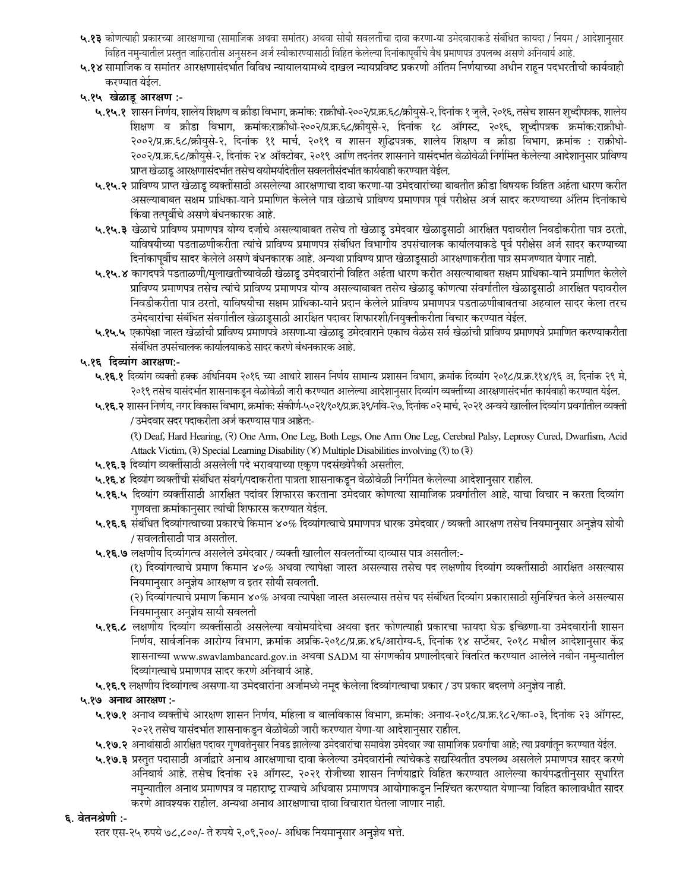**५.१३** कोणत्याही प्रकारच्या आरक्षणाचा (सामाजिक अथवा समांतर) अथवा सोयी सवलतींचा दावा करणा-या उमेदवाराकडे संबंधित कायदा / नियम / आदेशानुसार विहित नमुन्यातील प्रस्तुत जाहिरातीस अनुसरुन अर्ज स्वीकारण्यासाठी विहित केलेल्या दिनांकापूर्वीचे वैध प्रमाणपत्र उपलब्ध असणे अनिवार्य आहे.

**५.१४** सामाजिक व समांतर आरक्षणासंदर्भात विविध न्यायालयामध्ये दाखल न्यायप्रविष्ट प्रकरणी अंतिम निर्णयाच्या अधीन राहून पदभरतीची कार्यवाही करण्यात येईल.

**५.१५ खेळाडू आरक्षण :-**

**५.१५.१** शासन निर्णय, शालेय शिक्षण व क्रीडा विभाग, क्रमांक: राक्रीधो-२००२/प्र.क्र.६८/क्रीयुसे-२, दिनांक १ जुलै, २०१६, तसेच शासन शुध्दीपत्रक, शालेय शिक्षण व क्रीडा विभाग, क्रमांक:राक्रीधो-२००२/प्र.क्र.६८/क्रीयुसे-२, दिनांक १८ ऑगस्ट, २०१६, शुध्दीपत्रक क्रमांक:राक्रीधो-२००२/प्र.क्र.६८/क्रीयुसे-२, दिनांक ११ मार्च, २०१९ व शासन शुध्दिपत्रक, शालेय शिक्षण व क्रीडा विभाग, क्रमांक : राक्रीधो-२००२/प्र.क्र.६८/क्रीयुसे-२, दिनांक २४ ऑक्टोबर, २०१९ आणि तदनंतर शासनाने यासंदर्भात वेळोवेळी निर्गमित केलेल्या आदेशानुसार प्राविण्य प्राप्त खेळाडू आरक्षणासंदर्भात तसेच वयोमर्यादेतील सवलतीसंदर्भात कार्यवाही करण्यात येईल.

**५.१५.२** प्राविण्य प्राप्त खेळाडू व्यक्तींसाठी असलेल्या आरक्षणाचा दावा करणा-या उमेदवारांच्या बाबतीत क्रीडा विषयक विहित अर्हता धारण करीत असल्याबाबत सक्षम प्राधिका-याने प्रमाणित केलेले पात्र खेळाचे प्राविण्य प्रमाणपत्र पूर्व परीक्षेस अर्ज सादर करण्याच्या अंतिम दिनांकाचे किंवा तत्पूर्वीचे असणे बंधनकारक आहे.

**५.१५.३** खेळाचे प्राविण्य प्रमाणपत्र योग्य दर्जाचे असल्याबाबत तसेच तो खेळाडू उमेदवार खेळाडूसाठी आरक्षित पदावरील निवडीकरीता पात्र ठरतो, याविषयीच्या पडताळणीकरीता त्यांचे प्राविण्य प्रमाणपत्र संबंधित विभागीय उपसंचालक कार्यालयाकडे पूर्व परीक्षेस अर्ज सादर करण्याच्या दिनांकापूर्वीच सादर केलेले असणे बंधनकारक आहे. अन्यथा प्राविण्य प्राप्त खेळाडूसाठी आरक्षणाकरीता पात्र समजण्यात येणार नाही.

**५.१५.४** कागदपत्रे पडताळणी/मुलाखतीच्यावेळी खेळाडू उमेदवारांनी विहित अर्हता धारण करीत असल्याबाबत सक्षम प्राधिका-याने प्रमाणित केलेले प्राविण्य प्रमाणपत्र तसेच त्यांचे प्राविण्य प्रमाणपत्र योग्य असल्याबाबत तसेच खेळाडू कोणत्या संवर्गातील खेळाडूसाठी आरक्षित पदावरील निवडीकरीता पात्र ठरतो, याविषयीचा सक्षम प्राधिका-याने प्रदान केलेले प्राविण्य प्रमाणपत्र पडताळणीबाबतचा अहवाल सादर केला तरच उमेदवारांचा संबंधित संवर्गातील खेळाडूसाठी आरक्षित पदावर शिफारशी/नियुक्तीकरीता विचार करण्यात येईल.

**५.१५.५** एकापेक्षा जास्त खेळांची प्राविण्य प्रमाणपत्रे असणा-या खेळाडू उमेदवाराने एकाच वेळेस सर्व खेळांची प्राविण्य प्रमाणपत्रे प्रमाणित करण्याकरीता संबंधित उपसंचालक कार्यालयाकडे सादर करणे बंधनकारक आहे.

**५.१६ दिव्यांग आरक्षण:-**

**५.१६.१** दिव्यांग व्यक्ती हक्क अधिनियम २०१६ च्या आधारे शासन निर्णय सामान्य प्रशासन विभाग, क्रमांक दिव्यांग २०१८/प्र.क्र.११४/१६ अ, दिनांक २९ मे, २०१९ तसेच यासंदर्भात शासनाकडून वेळोवेळी जारी करण्यात आलेल्या आदेशानुसार दिव्यांग व्यक्तींच्या आरक्षणासंदर्भात कार्यवाही करण्यात येईल.

**५.१६.२** शासन निर्णय, नगर विकास विभाग, क्रमांक: संकीर्ण-५०२१/१०१/प्र.क्र.३९/नवि-२७, दिनांक ०२ मार्च, २०२१ अन्वये खालील दिव्यांग प्रवर्गातील व्यक्ती / उमेदवार सदर पदाकरीता अर्ज करण्यास पात्र आहेत:-

(१) Deaf, Hard Hearing, (२) One Arm, One Leg, Both Legs, One Arm One Leg, Cerebral Palsy, Leprosy Cured, Dwarfism, Acid Attack Victim, (३) Special Learning Disability (४) Multiple Disabilities involving (१) to (३)

**५.१६.३** दिव्यांग व्यक्तींसाठी असलेली पदे भरावयाच्या एकूण पदसंख्येपैकी असतील.

**५.१६.४** दिव्यांग व्यक्तींची संबंधित संवर्ग/पदाकरीता पात्रता शासनाकडून वेळोवेळी निर्गमित केलेल्या आदेशानुसार राहील.

**५.१६.५** दिव्यांग व्यक्तींसाठी आरक्षित पदांवर शिफारस करताना उमेदवार कोणत्या सामाजिक प्रवर्गातील आहे, याचा विचार न करता दिव्यांग गुणवत्ता क्रमांकानुसार त्यांची शिफारस करण्यात येईल.

**५.१६.६** संबंधित दिव्यांगत्वाच्या प्रकारचे किमान ४०% दिव्यांगत्वाचे प्रमाणपत्र धारक उमेदवार / व्यक्ती आरक्षण तसेच नियमानुसार अनुज्ञेय सोयी / सवलतीसाठी पात्र असतील.

**५.१६.७** लक्षणीय दिव्यांगत्व असलेले उमेदवार / व्यक्ती खालील सवलतींच्या दाव्यास पात्र असतील:-

(१) दिव्यांगत्वाचे प्रमाण किमान ४०% अथवा त्यापेक्षा जास्त असल्यास तसेच पद लक्षणीय दिव्यांग व्यक्तींसाठी आरक्षित असल्यास नियमानुसार अनुज्ञेय आरक्षण व इतर सोयी सवलती.

(२) दिव्यांगत्वाचे प्रमाण किमान ४०% अथवा त्यापेक्षा जास्त असल्यास तसेच पद संबंधित दिव्यांग प्रकारासाठी सुनिश्चित केले असल्यास नियमानुसार अनुज्ञेय सायी सवलती

**५.१६.८** लक्षणीय दिव्यांग व्यक्तींसाठी असलेल्या वयोमर्यादेचा अथवा इतर कोणत्याही प्रकारचा फायदा घेऊ इच्छिणा-या उमेदवारांनी शासन निर्णय, सार्वजनिक आरोग्य विभाग, क्रमांक अप्रकि-२०१८/प्र.क्र.४६/आरोग्य-६, दिनांक १४ सप्टेंबर, २०१८ मधील आदेशानुसार केंद्र शासनाच्या www.swavlambancard.gov.in अथवा SADM या संगणकीय प्रणालीदवारे वितरित करण्यात आलेले नवीन नमुन्यातील दिव्यांगत्वाचे प्रमाणपत्र सादर करणे अनिवार्य आहे.

**५.१६.९** लक्षणीय दिव्यांगत्व असणा-या उमेदवारांना अर्जामध्ये नमूद केलेला दिव्यांगत्वाचा प्रकार / उप प्रकार बदलणे अनुज्ञेय नाही.

**५.१७ अनाथ आरक्षण :-**

**५.१७.१** अनाथ व्यक्तींचे आरक्षण शासन निर्णय, महिला व बालविकास विभाग, क्रमांक: अनाथ-२०१८/प्र.क्र.१८२/का-०३, दिनांक २३ ऑगस्ट, २०२१ तसेच यासंदर्भात शासनाकडून वेळोवेळी जारी करण्यात येणा-या आदेशानुसार राहील.

**५.१७.२** अनाथांसाठी आरक्षित पदावर गुणवत्तेनुसार निवड झालेल्या उमेदवारांचा समावेश उमेदवार ज्या सामाजिक प्रवर्गाचा आहे; त्या प्रवर्गातून करण्यात येईल.

**५.१७.३** प्रस्तुत पदासाठी अर्जाद्वारे अनाथ आरक्षणाचा दावा केलेल्या उमेदवारांनी त्यांचेकडे सद्यस्थितीत उपलब्ध असलेले प्रमाणपत्र सादर करणे अनिवार्य आहे. तसेच दिनांक २३ ऑगस्ट, २०२१ रोजीच्या शासन निर्णयाद्वारे विहित करण्यात आलेल्या कार्यपद्धतीनुसार सुधारित नमुन्यातील अनाथ प्रमाणपत्र व महाराष्ट्र राज्याचे अधिवास प्रमाणपत्र आयोगाकडून निश्चित करण्यात येणाऱ्या विहित कालावधीत सादर करणे आवश्यक राहील. अन्यथा अनाथ आरक्षणाचा दावा विचारात घेतला जाणार नाही.

## ६. वेतनश्रेणी :-

स्तर एस-२५ रुपये ७८,८००/- ते रुपये २,०९,२००/- अधिक नियमानुसार अनुज्ञेय भत्ते.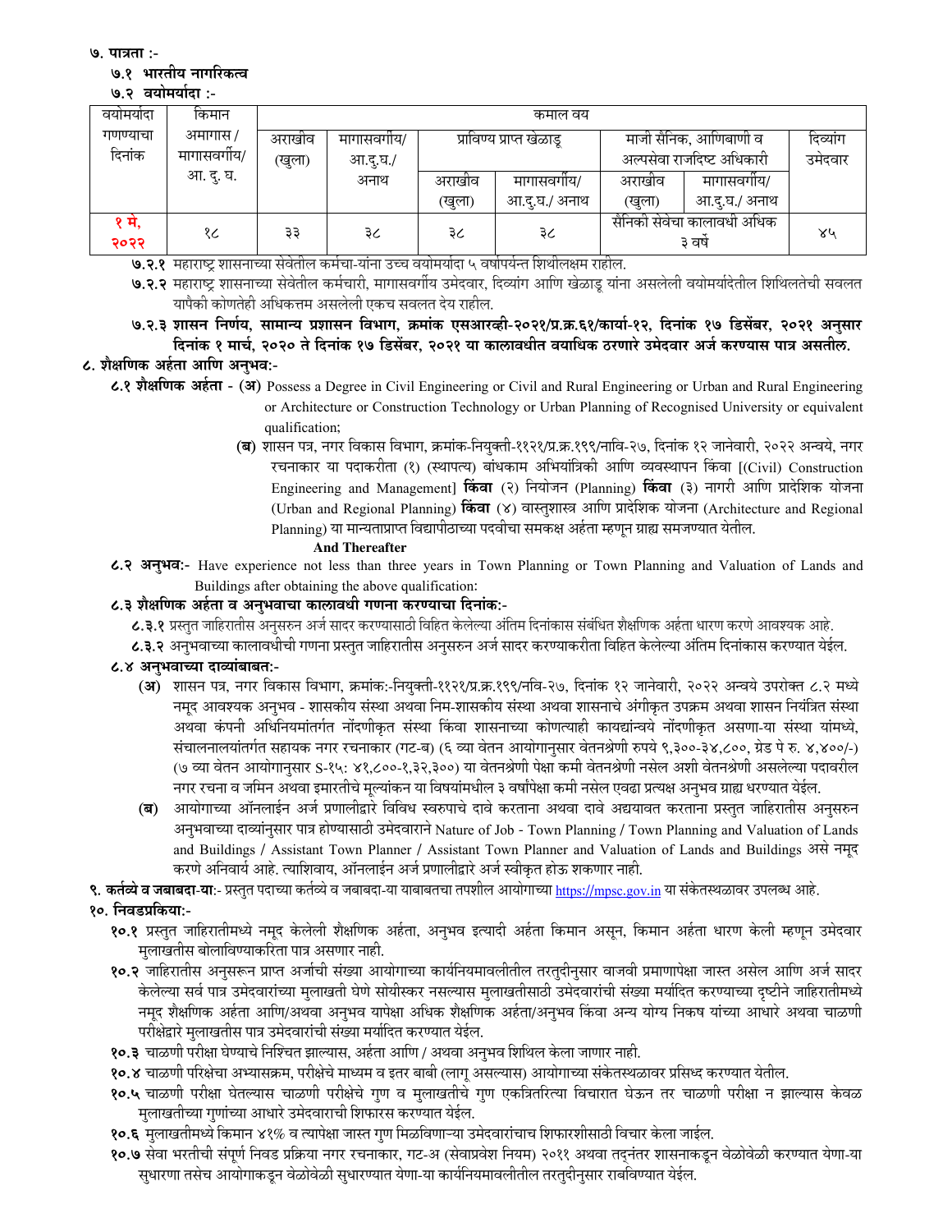**७. पात्रता :-**

**७.१ भारतीय नागरिकत्व**

**७.२ वयोमर्यादा :-**

| वयोमर्यादा गणण्याचा दिनांक | किमान अमागास / मागासवर्गीय/ आ. दु. घ. | कमाल वय | | | | | | |
|---|---|---|---|---|---|---|---|---|
| | | अराखीव (खुला) | मागासवर्गीय/ आ.दु.घ./ अनाथ | प्राविण्य प्राप्त खेळाडू | | माजी सैनिक, आणिबाणी व अल्पसेवा राजदिष्ट अधिकारी | | दिव्यांग उमेदवार |
| | | | | अराखीव (खुला) | मागासवर्गीय/ आ.दु.घ./ अनाथ | अराखीव (खुला) | मागासवर्गीय/ आ.दु.घ./ अनाथ | |
| **१ मे, २०२२** | १८ | ३३ | ३८ | ३८ | ३८ | सैनिकी सेवेचा कालावधी अधिक ३ वर्षे | | ४५ |

**७.२.१** महाराष्ट्र शासनाच्या सेवेतील कर्मचा-यांना उच्च वयोमर्यादा ५ वर्षापर्यन्त शिथीलक्षम राहील.

**७.२.२** महाराष्ट्र शासनाच्या सेवेतील कर्मचारी, मागासवर्गीय उमेदवार, दिव्यांग आणि खेळाडू यांना असलेली वयोमर्यादेतील शिथिलतेची सवलत यापैकी कोणतेही अधिकत्तम असलेली एकच सवलत देय राहील.

**७.२.३ शासन निर्णय, सामान्य प्रशासन विभाग, क्रमांक एसआरव्ही-२०२१/प्र.क्र.६१/कार्या-१२, दिनांक १७ डिसेंबर, २०२१ अनुसार दिनांक १ मार्च, २०२० ते दिनांक १७ डिसेंबर, २०२१ या कालावधीत वयाधिक ठरणारे उमेदवार अर्ज करण्यास पात्र असतील.**

**८. शैक्षणिक अर्हता आणि अनुभव:-**

**८.१ शैक्षणिक अर्हता - (अ)** Possess a Degree in Civil Engineering or Civil and Rural Engineering or Urban and Rural Engineering or Architecture or Construction Technology or Urban Planning of Recognised University or equivalent qualification;

**(ब)** शासन पत्र, नगर विकास विभाग, क्रमांक-नियुक्ती-११२१/प्र.क्र.१९९/नावि-२७, दिनांक १२ जानेवारी, २०२२ अन्वये, नगर रचनाकार या पदाकरीता (१) (स्थापत्य) बांधकाम अभियांत्रिकी आणि व्यवस्थापन किंवा [(Civil) Construction Engineering and Management] **किंवा** (२) नियोजन (Planning) **किंवा** (३) नागरी आणि प्रादेशिक योजना (Urban and Regional Planning) **किंवा** (४) वास्तुशास्त्र आणि प्रादेशिक योजना (Architecture and Regional Planning) या मान्यताप्राप्त विद्यापीठाच्या पदवीचा समकक्ष अर्हता म्हणून ग्राह्य समजण्यात येतील.

**And Thereafter**

**८.२ अनुभव:-** Have experience not less than three years in Town Planning or Town Planning and Valuation of Lands and Buildings after obtaining the above qualification:

**८.३ शैक्षणिक अर्हता व अनुभवाचा कालावधी गणना करण्याचा दिनांक:-**

**८.३.१** प्रस्तुत जाहिरातीस अनुसरुन अर्ज सादर करण्यासाठी विहित केलेल्या अंतिम दिनांकास संबंधित शैक्षणिक अर्हता धारण करणे आवश्यक आहे.

**८.३.२** अनुभवाच्या कालावधीची गणना प्रस्तुत जाहिरातीस अनुसरुन अर्ज सादर करण्याकरीता विहित केलेल्या अंतिम दिनांकास करण्यात येईल.

**८.४ अनुभवाच्या दाव्यांबाबत:-**

**(अ)** शासन पत्र, नगर विकास विभाग, क्रमांक:-नियुक्ती-११२१/प्र.क्र.१९९/नवि-२७, दिनांक १२ जानेवारी, २०२२ अन्वये उपरोक्त ८.२ मध्ये नमूद आवश्यक अनुभव - शासकीय संस्था अथवा निम-शासकीय संस्था अथवा शासनाचे अंगीकृत उपक्रम अथवा शासन नियंत्रित संस्था अथवा कंपनी अधिनियमांतर्गत नोंदणीकृत संस्था किंवा शासनाच्या कोणत्याही कायद्यांन्वये नोंदणीकृत असणा-या संस्था यांमध्ये, संचालनालयांतर्गत सहायक नगर रचनाकार (गट-ब) (६ व्या वेतन आयोगानुसार वेतनश्रेणी रुपये ९,३००-३४,८००, ग्रेड पे रु. ४,४००/-) (७ व्या वेतन आयोगानुसार S-१५: ४१,८००-१,३२,३००) या वेतनश्रेणी पेक्षा कमी वेतनश्रेणी नसेल अशी वेतनश्रेणी असलेल्या पदावरील नगर रचना व जमिन अथवा इमारतीचे मूल्यांकन या विषयांमधील ३ वर्षांपेक्षा कमी नसेल एवढा प्रत्यक्ष अनुभव ग्राह्य धरण्यात येईल.

**(ब)** आयोगाच्या ऑनलाईन अर्ज प्रणालीद्वारे विविध स्वरुपाचे दावे करताना अथवा दावे अद्ययावत करताना प्रस्तुत जाहिरातीस अनुसरुन अनुभवाच्या दाव्यांनुसार पात्र होण्यासाठी उमेदवाराने Nature of Job - Town Planning / Town Planning and Valuation of Lands and Buildings / Assistant Town Planner / Assistant Town Planner and Valuation of Lands and Buildings असे नमूद करणे अनिवार्य आहे. त्याशिवाय, ऑनलाईन अर्ज प्रणालीद्वारे अर्ज स्वीकृत होऊ शकणार नाही.

**९. कर्तव्ये व जबाबदा-या:-** प्रस्तुत पदाच्या कर्तव्ये व जबाबदा-या याबाबतचा तपशील आयोगाच्या https://mpsc.gov.in या संकेतस्थळावर उपलब्ध आहे.

**१०. निवडप्रकिया:-**

**१०.१** प्रस्तुत जाहिरातीमध्ये नमूद केलेली शैक्षणिक अर्हता, अनुभव इत्यादी अर्हता किमान असून, किमान अर्हता धारण केली म्हणून उमेदवार मुलाखतीस बोलाविण्याकरिता पात्र असणार नाही.

**१०.२** जाहिरातीस अनुसरून प्राप्त अर्जाची संख्या आयोगाच्या कार्यनियमावलीतील तरतुदीनुसार वाजवी प्रमाणापेक्षा जास्त असेल आणि अर्ज सादर केलेल्या सर्व पात्र उमेदवारांच्या मुलाखती घेणे सोयीस्कर नसल्यास मुलाखतीसाठी उमेदवारांची संख्या मर्यादित करण्याच्या दृष्टीने जाहिरातीमध्ये नमूद शैक्षणिक अर्हता आणि/अथवा अनुभव यापेक्षा अधिक शैक्षणिक अर्हता/अनुभव किंवा अन्य योग्य निकष यांच्या आधारे अथवा चाळणी परीक्षेद्वारे मुलाखतीस पात्र उमेदवारांची संख्या मर्यादित करण्यात येईल.

**१०.३** चाळणी परीक्षा घेण्याचे निश्चित झाल्यास, अर्हता आणि / अथवा अनुभव शिथिल केला जाणार नाही.

**१०.४** चाळणी परिक्षेचा अभ्यासक्रम, परीक्षेचे माध्यम व इतर बाबी (लागू असल्यास) आयोगाच्या संकेतस्थळावर प्रसिध्द करण्यात येतील.

**१०.५** चाळणी परीक्षा घेतल्यास चाळणी परीक्षेचे गुण व मुलाखतीचे गुण एकत्रितरित्या विचारात घेऊन तर चाळणी परीक्षा न झाल्यास केवळ मुलाखतीच्या गुणांच्या आधारे उमेदवाराची शिफारस करण्यात येईल.

**१०.६** मुलाखतीमध्ये किमान ४१% व त्यापेक्षा जास्त गुण मिळविणा-या उमेदवारांचाच शिफारशीसाठी विचार केला जाईल.

**१०.७** सेवा भरतीची संपूर्ण निवड प्रक्रिया नगर रचनाकार, गट-अ (सेवाप्रवेश नियम) २०११ अथवा तद्नंतर शासनाकडून वेळोवेळी करण्यात येणा-या सुधारणा तसेच आयोगाकडून वेळोवेळी सुधारण्यात येणा-या कार्यनियमावलीतील तरतुदीनुसार राबविण्यात येईल.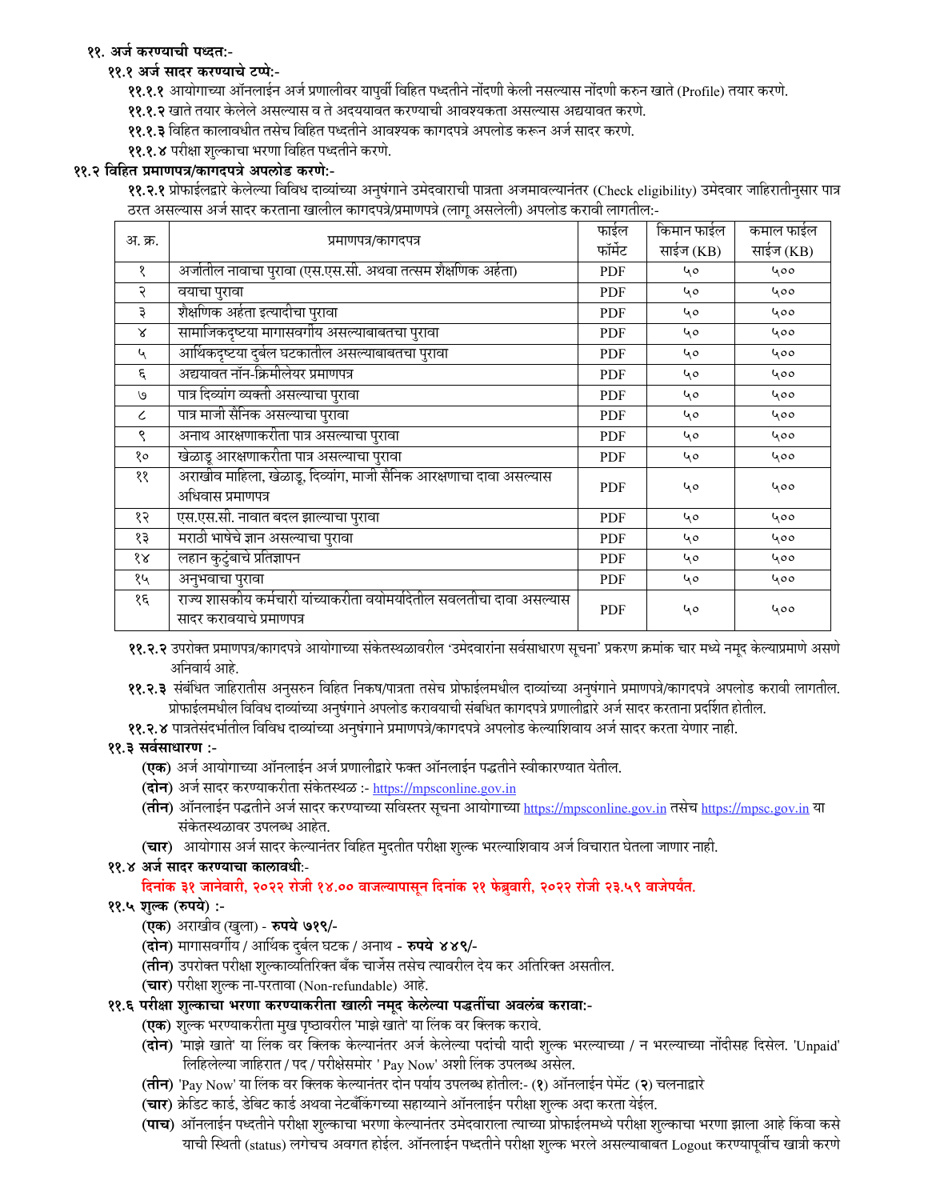**११. अर्ज करण्याची पध्दत:-**

**११.१ अर्ज सादर करण्याचे टप्पे:-**

**११.१.१** आयोगाच्या ऑनलाईन अर्ज प्रणालीवर यापुर्वी विहित पध्दतीने नोंदणी केली नसल्यास नोंदणी करुन खाते (Profile) तयार करणे.

**११.१.२** खाते तयार केलेले असल्यास व ते अदययावत करण्याची आवश्यकता असल्यास अद्ययावत करणे.

**११.१.३** विहित कालावधीत तसेच विहित पध्दतीने आवश्यक कागदपत्रे अपलोड करून अर्ज सादर करणे.

**११.१.४** परीक्षा शुल्काचा भरणा विहित पध्दतीने करणे.

**११.२ विहित प्रमाणपत्र/कागदपत्रे अपलोड करणे:-**

**११.२.१** प्रोफाईलद्वारे केलेल्या विविध दाव्यांच्या अनुषंगाने उमेदवाराची पात्रता अजमावल्यानंतर (Check eligibility) उमेदवार जाहिरातीनुसार पात्र ठरत असल्यास अर्ज सादर करताना खालील कागदपत्रे/प्रमाणपत्रे (लागू असलेली) अपलोड करावी लागतील:-

| अ. क्र. | प्रमाणपत्र/कागदपत्र | फाईल फॉर्मेट | किमान फाईल साईज (KB) | कमाल फाईल साईज (KB) |
|---|---|---|---|---|
| १ | अर्जातील नावाचा पुरावा (एस.एस.सी. अथवा तत्सम शैक्षणिक अर्हता) | PDF | ५० | ५०० |
| २ | वयाचा पुरावा | PDF | ५० | ५०० |
| ३ | शैक्षणिक अर्हता इत्यादीचा पुरावा | PDF | ५० | ५०० |
| ४ | सामाजिकदृष्ट्या मागासवर्गीय असल्याबाबतचा पुरावा | PDF | ५० | ५०० |
| ५ | आर्थिकदृष्टया दुर्बल घटकातील असल्याबाबतचा पुरावा | PDF | ५० | ५०० |
| ६ | अद्ययावत नॉन-क्रिमीलेयर प्रमाणपत्र | PDF | ५० | ५०० |
| ७ | पात्र दिव्यांग व्यक्ती असल्याचा पुरावा | PDF | ५० | ५०० |
| ८ | पात्र माजी सैनिक असल्याचा पुरावा | PDF | ५० | ५०० |
| ९ | अनाथ आरक्षणाकरीता पात्र असल्याचा पुरावा | PDF | ५० | ५०० |
| १० | खेळाडू आरक्षणाकरीता पात्र असल्याचा पुरावा | PDF | ५० | ५०० |
| ११ | अराखीव महिला, खेळाडू, दिव्यांग, माजी सैनिक आरक्षणाचा दावा असल्यास अधिवास प्रमाणपत्र | PDF | ५० | ५०० |
| १२ | एस.एस.सी. नावात बदल झाल्याचा पुरावा | PDF | ५० | ५०० |
| १३ | मराठी भाषेचे ज्ञान असल्याचा पुरावा | PDF | ५० | ५०० |
| १४ | लहान कुटुंबाचे प्रतिज्ञापन | PDF | ५० | ५०० |
| १५ | अनुभवाचा पुरावा | PDF | ५० | ५०० |
| १६ | राज्य शासकीय कर्मचारी यांच्याकरीता वयोमर्यादेतील सवलतीचा दावा असल्यास सादर करावयाचे प्रमाणपत्र | PDF | ५० | ५०० |

**११.२.२** उपरोक्त प्रमाणपत्र/कागदपत्रे आयोगाच्या संकेतस्थळावरील 'उमेदवारांना सर्वसाधारण सूचना' प्रकरण क्रमांक चार मध्ये नमूद केल्याप्रमाणे असणे अनिवार्य आहे.

**११.२.३** संबंधित जाहिरातीस अनुसरुन विहित निकष/पात्रता तसेच प्रोफाईलमधील दाव्यांच्या अनुषंगाने प्रमाणपत्रे/कागदपत्रे अपलोड करावी लागतील. प्रोफाईलमधील विविध दाव्यांच्या अनुषंगाने अपलोड करावयाची संबंधित कागदपत्रे प्रणालीद्वारे अर्ज सादर करताना प्रदर्शित होतील.

**११.२.४** पात्रतेसंदर्भातील विविध दाव्यांच्या अनुषंगाने प्रमाणपत्रे/कागदपत्रे अपलोड केल्याशिवाय अर्ज सादर करता येणार नाही.

**११.३ सर्वसाधारण :-**

**(एक)** अर्ज आयोगाच्या ऑनलाईन अर्ज प्रणालीद्वारे फक्त ऑनलाईन पद्धतीने स्वीकारण्यात येतील.

**(दोन)** अर्ज सादर करण्याकरीता संकेतस्थळ :- https://mpsconline.gov.in

**(तीन)** ऑनलाईन पद्धतीने अर्ज सादर करण्याच्या सविस्तर सूचना आयोगाच्या https://mpsconline.gov.in तसेच https://mpsc.gov.in या संकेतस्थळावर उपलब्ध आहेत.

**(चार)** आयोगास अर्ज सादर केल्यानंतर विहित मुदतीत परीक्षा शुल्क भरल्याशिवाय अर्ज विचारात घेतला जाणार नाही.

**११.४ अर्ज सादर करण्याचा कालावधी:-**

**दिनांक ३१ जानेवारी, २०२२ रोजी १४.०० वाजल्यापासून दिनांक २१ फेब्रुवारी, २०२२ रोजी २३.५९ वाजेपर्यंत.**

**११.५ शुल्क (रुपये) :-**

**(एक)** अराखीव (खुला) - **रुपये ७१९/-**

**(दोन)** मागासवर्गीय / आर्थिक दुर्बल घटक / अनाथ - **रुपये ४४९/-**

**(तीन)** उपरोक्त परीक्षा शुल्काव्यतिरिक्त बँक चार्जेस तसेच त्यावरील देय कर अतिरिक्त असतील.

**(चार)** परीक्षा शुल्क ना-परतावा (Non-refundable) आहे.

**११.६ परीक्षा शुल्काचा भरणा करण्याकरीता खाली नमूद केलेल्या पद्धतींचा अवलंब करावा:-**

**(एक)** शुल्क भरण्याकरीता मुख पृष्ठावरील 'माझे खाते' या लिंक वर क्लिक करावे.

**(दोन)** 'माझे खाते' या लिंक वर क्लिक केल्यानंतर अर्ज केलेल्या पदांची यादी शुल्क भरल्याच्या / न भरल्याच्या नोंदीसह दिसेल. 'Unpaid' लिहिलेल्या जाहिरात / पद / परीक्षेसमोर ' Pay Now' अशी लिंक उपलब्ध असेल.

**(तीन)** 'Pay Now' या लिंक वर क्लिक केल्यानंतर दोन पर्याय उपलब्ध होतील:- (**१**) ऑनलाईन पेमेंट (**२**) चलनाद्वारे

**(चार)** क्रेडिट कार्ड, डेबिट कार्ड अथवा नेटबँकिंगच्या सहाय्याने ऑनलाईन परीक्षा शुल्क अदा करता येईल.

**(पाच)** ऑनलाईन पध्दतीने परीक्षा शुल्काचा भरणा केल्यानंतर उमेदवाराला त्याच्या प्रोफाईलमध्ये परीक्षा शुल्काचा भरणा झाला आहे किंवा कसे याची स्थिती (status) लगेचच अवगत होईल. ऑनलाईन पध्दतीने परीक्षा शुल्क भरले असल्याबाबत Logout करण्यापूर्वीच खात्री करणे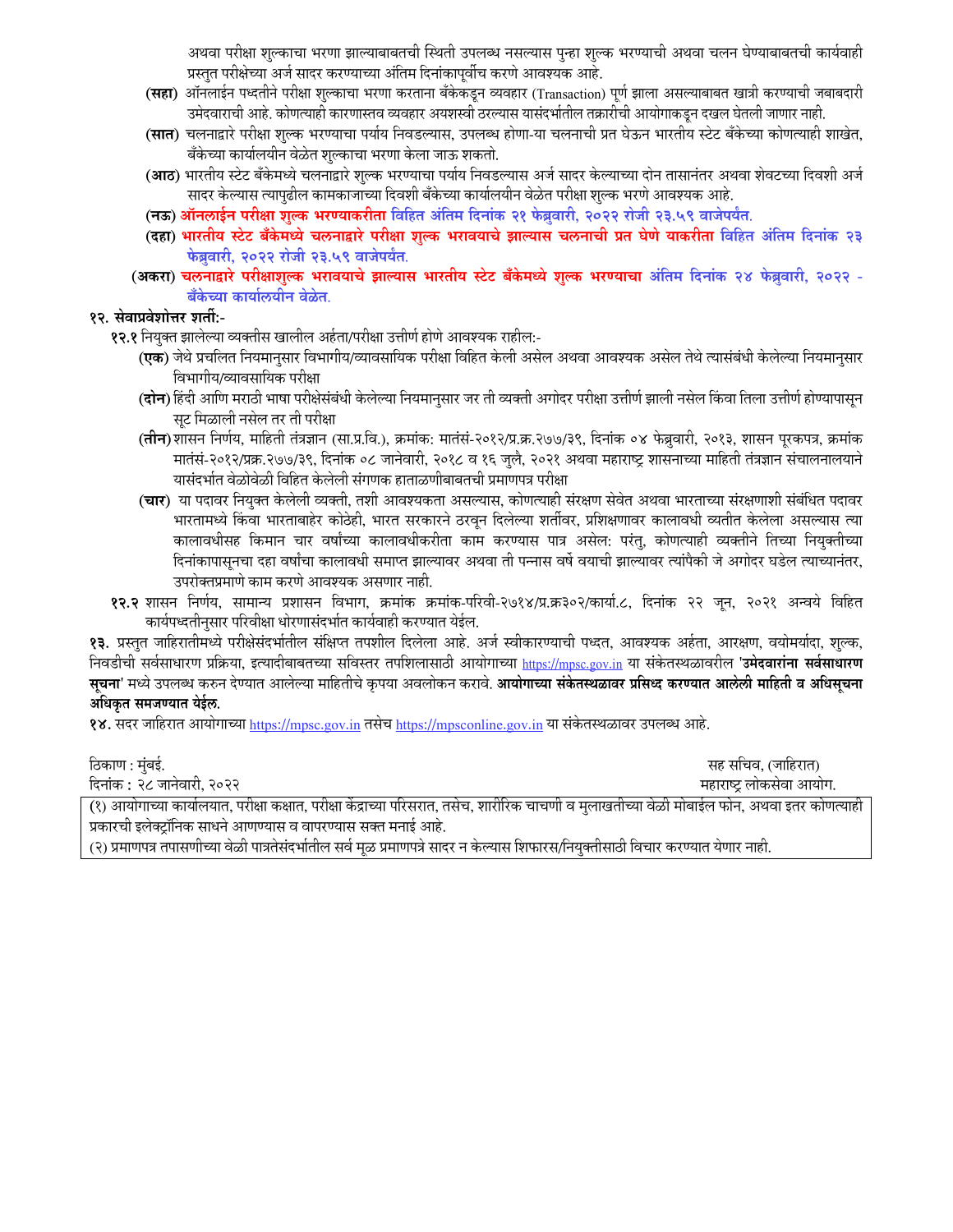अथवा परीक्षा शुल्काचा भरणा झाल्याबाबतची स्थिती उपलब्ध नसल्यास पुन्हा शुल्क भरण्याची अथवा चलन घेण्याबाबतची कार्यवाही प्रस्तुत परीक्षेच्या अर्ज सादर करण्याच्या अंतिम दिनांकापूर्वीच करणे आवश्यक आहे.

**(सहा)** ऑनलाईन पध्दतीने परीक्षा शुल्काचा भरणा करताना बँकेकडून व्यवहार (Transaction) पूर्ण झाला असल्याबाबत खात्री करण्याची जबाबदारी उमेदवाराची आहे. कोणत्याही कारणास्तव व्यवहार अयशस्वी ठरल्यास यासंदर्भातील तक्रारींची आयोगाकडून दखल घेतली जाणार नाही.

**(सात)** चलनाद्वारे परीक्षा शुल्क भरण्याचा पर्याय निवडल्यास, उपलब्ध होणा-या चलनाची प्रत घेऊन भारतीय स्टेट बँकेच्या कोणत्याही शाखेत, बँकेच्या कार्यालयीन वेळेत शुल्काचा भरणा केला जाऊ शकतो.

**(आठ)** भारतीय स्टेट बँकेमध्ये चलनाद्वारे शुल्क भरण्याचा पर्याय निवडल्यास अर्ज सादर केल्याच्या दोन तासानंतर अथवा शेवटच्या दिवशी अर्ज सादर केल्यास त्यापुढील कामकाजाच्या दिवशी बँकेच्या कार्यालयीन वेळेत परीक्षा शुल्क भरणे आवश्यक आहे.

**(नऊ)** **ऑनलाईन परीक्षा शुल्क भरण्याकरीता विहित अंतिम दिनांक २१ फेब्रुवारी, २०२२ रोजी २३.५९ वाजेपर्यंत.**

**(दहा)** **भारतीय स्टेट बँकेमध्ये चलनाद्वारे परीक्षा शुल्क भरावयाचे झाल्यास चलनाची प्रत घेणे याकरीता विहित अंतिम दिनांक २३ फेब्रुवारी, २०२२ रोजी २३.५९ वाजेपर्यंत.**

**(अकरा)** **चलनाद्वारे परीक्षाशुल्क भरावयाचे झाल्यास भारतीय स्टेट बँकेमध्ये शुल्क भरण्याचा अंतिम दिनांक २४ फेब्रुवारी, २०२२ - बँकेच्या कार्यालयीन वेळेत.**

**१२. सेवाप्रवेशोत्तर शर्ती:-**

**१२.१** नियुक्त झालेल्या व्यक्तीस खालील अर्हता/परीक्षा उत्तीर्ण होणे आवश्यक राहील:-

**(एक)** जेथे प्रचलित नियमानुसार विभागीय/व्यावसायिक परीक्षा विहित केली असेल अथवा आवश्यक असेल तेथे त्यासंबंधी केलेल्या नियमानुसार विभागीय/व्यावसायिक परीक्षा

**(दोन)** हिंदी आणि मराठी भाषा परीक्षेसंबंधी केलेल्या नियमानुसार जर ती व्यक्ती अगोदर परीक्षा उत्तीर्ण झाली नसेल किंवा तिला उत्तीर्ण होण्यापासून सूट मिळाली नसेल तर ती परीक्षा

**(तीन)** शासन निर्णय, माहिती तंत्रज्ञान (सा.प्र.वि.), क्रमांक: मातंसं-२०१२/प्र.क्र.२७७/३९, दिनांक ०४ फेब्रुवारी, २०१३, शासन पूरकपत्र, क्रमांक मातंसं-२०१२/प्रक्र.२७७/३९, दिनांक ०८ जानेवारी, २०१८ व १६ जुलै, २०२१ अथवा महाराष्ट्र शासनाच्या माहिती तंत्रज्ञान संचालनालयाने यासंदर्भात वेळोवेळी विहित केलेली संगणक हाताळणीबाबतची प्रमाणपत्र परीक्षा

**(चार)** या पदावर नियुक्त केलेली व्यक्ती, तशी आवश्यकता असल्यास, कोणत्याही संरक्षण सेवेत अथवा भारताच्या संरक्षणाशी संबंधित पदावर भारतामध्ये किंवा भारताबाहेर कोठेही, भारत सरकारने ठरवून दिलेल्या शर्तीवर, प्रशिक्षणावर कालावधी व्यतीत केलेला असल्यास त्या कालावधीसह किमान चार वर्षांच्या कालावधीकरीता काम करण्यास पात्र असेल: परंतु, कोणत्याही व्यक्तीने तिच्या नियुक्तीच्या दिनांकापासूनचा दहा वर्षांचा कालावधी समाप्त झाल्यावर अथवा ती पन्नास वर्षे वयाची झाल्यावर त्यांपैकी जे अगोदर घडेल त्याच्यानंतर, उपरोक्तप्रमाणे काम करणे आवश्यक असणार नाही.

**१२.२** शासन निर्णय, सामान्य प्रशासन विभाग, क्रमांक क्रमांक-परिवी-२७१४/प्र.क्र३०२/कार्या.८, दिनांक २२ जून, २०२१ अन्वये विहित कार्यपध्दतीनुसार परिवीक्षा धोरणासंदर्भात कार्यवाही करण्यात येईल.

**१३.** प्रस्तुत जाहिरातीमध्ये परीक्षेसंदर्भातील संक्षिप्त तपशील दिलेला आहे. अर्ज स्वीकारण्याची पध्दत, आवश्यक अर्हता, आरक्षण, वयोमर्यादा, शुल्क, निवडीची सर्वसाधारण प्रक्रिया, इत्यादीबाबतच्या सविस्तर तपशिलासाठी आयोगाच्या https://mpsc.gov.in या संकेतस्थळावरील '**उमेदवारांना सर्वसाधारण सूचना**' मध्ये उपलब्ध करुन देण्यात आलेल्या माहितीचे कृपया अवलोकन करावे. **आयोगाच्या संकेतस्थळावर प्रसिध्द करण्यात आलेली माहिती व अधिसूचना अधिकृत समजण्यात येईल.**

**१४.** सदर जाहिरात आयोगाच्या https://mpsc.gov.in तसेच https://mpsconline.gov.in या संकेतस्थळावर उपलब्ध आहे.

ठिकाण : मुंबई.
दिनांक : २८ जानेवारी, २०२२

सह सचिव, (जाहिरात)
महाराष्ट्र लोकसेवा आयोग.

(१) आयोगाच्या कार्यालयात, परीक्षा कक्षात, परीक्षा केंद्राच्या परिसरात, तसेच, शारीरिक चाचणी व मुलाखतीच्या वेळी मोबाईल फोन, अथवा इतर कोणत्याही प्रकारची इलेक्ट्रॉनिक साधने आणण्यास व वापरण्यास सक्त मनाई आहे.
(२) प्रमाणपत्र तपासणीच्या वेळी पात्रतेसंदर्भातील सर्व मूळ प्रमाणपत्रे सादर न केल्यास शिफारस/नियुक्तीसाठी विचार करण्यात येणार नाही.